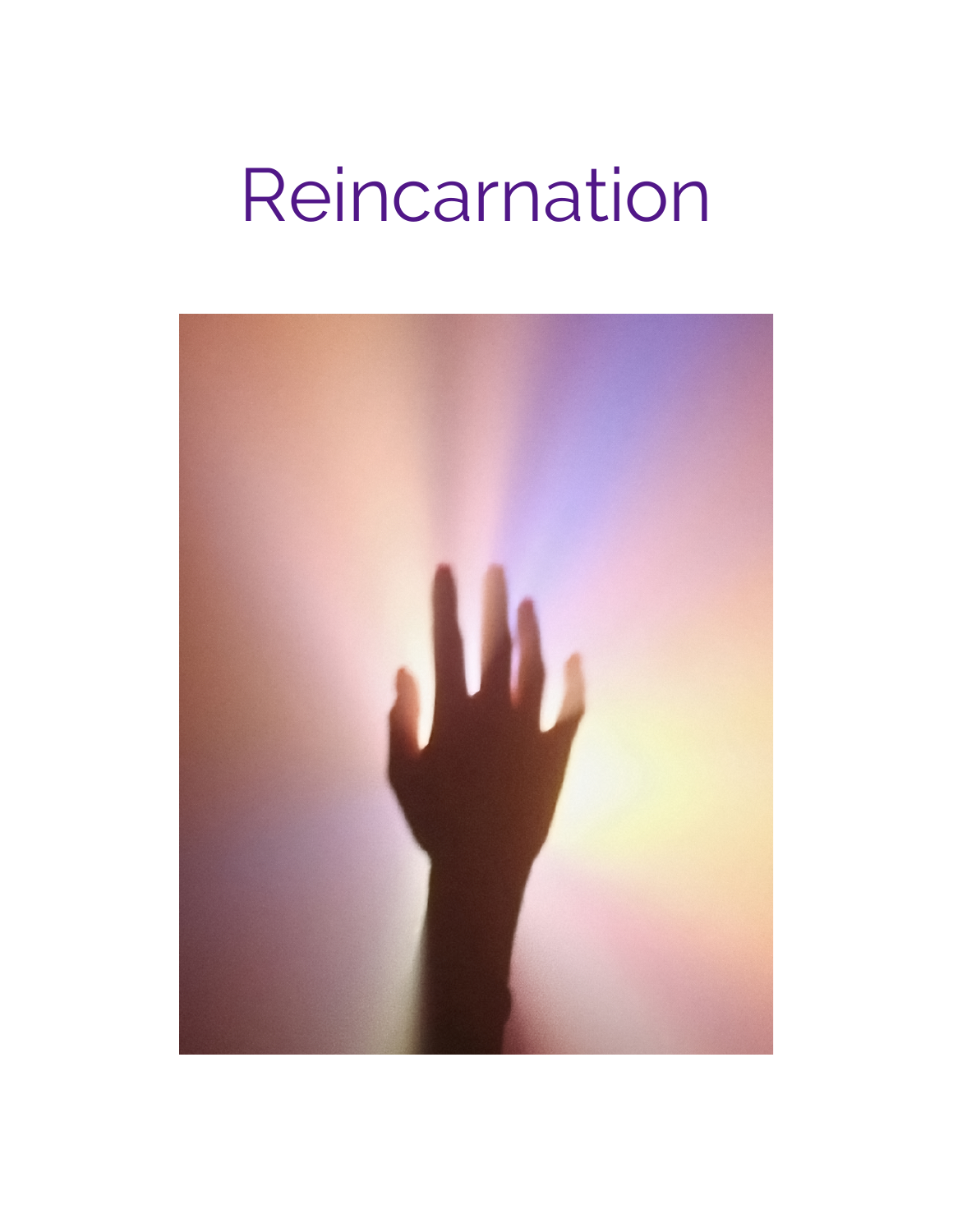# Reincarnation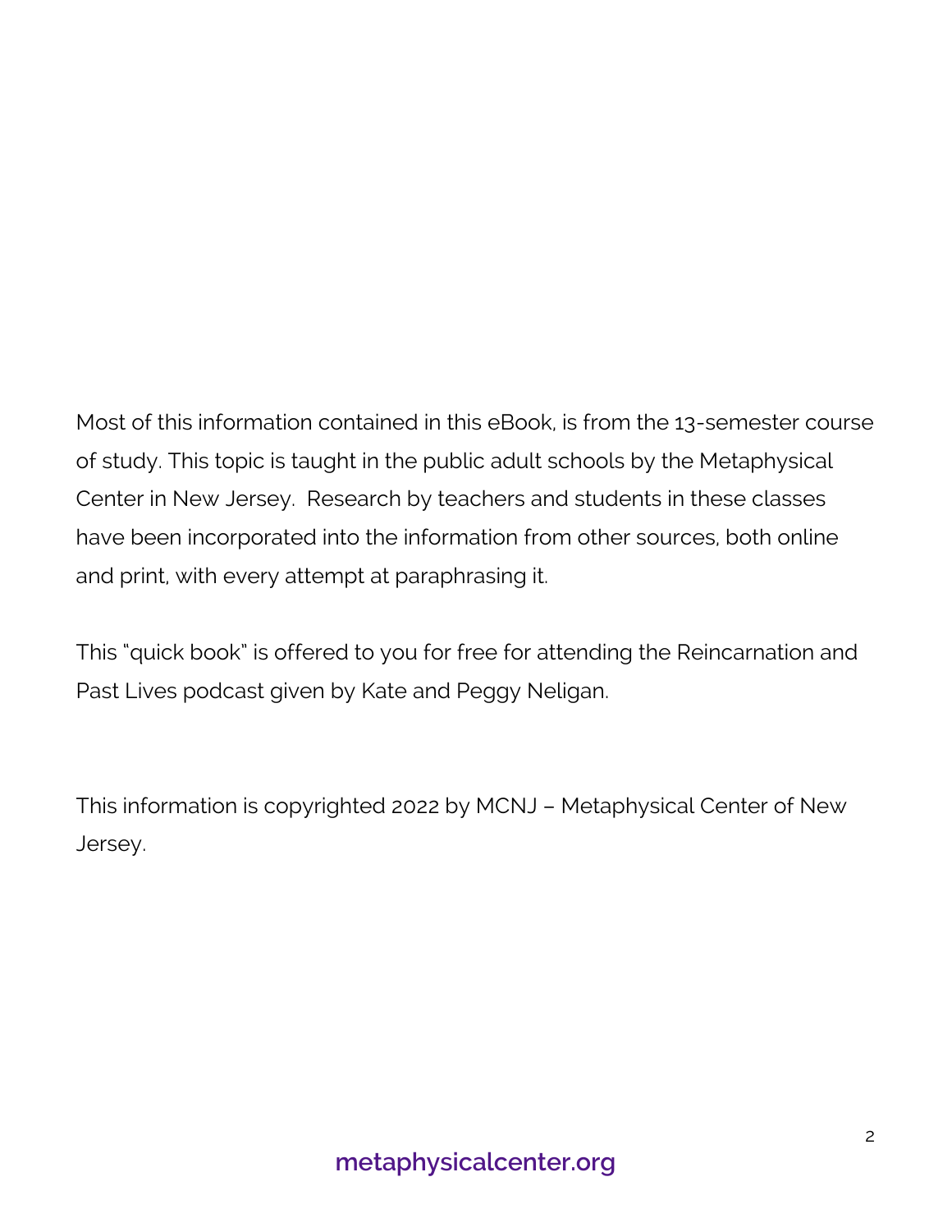Most of this information contained in this eBook, is from the 13-semester course of study. This topic is taught in the public adult schools by the Metaphysical Center in New Jersey. Research by teachers and students in these classes have been incorporated into the information from other sources, both online and print, with every attempt at paraphrasing it.

This "quick book" is offered to you for free for attending the Reincarnation and Past Lives podcast given by Kate and Peggy Neligan.

This information is copyrighted 2022 by MCNJ – Metaphysical Center of New Jersey.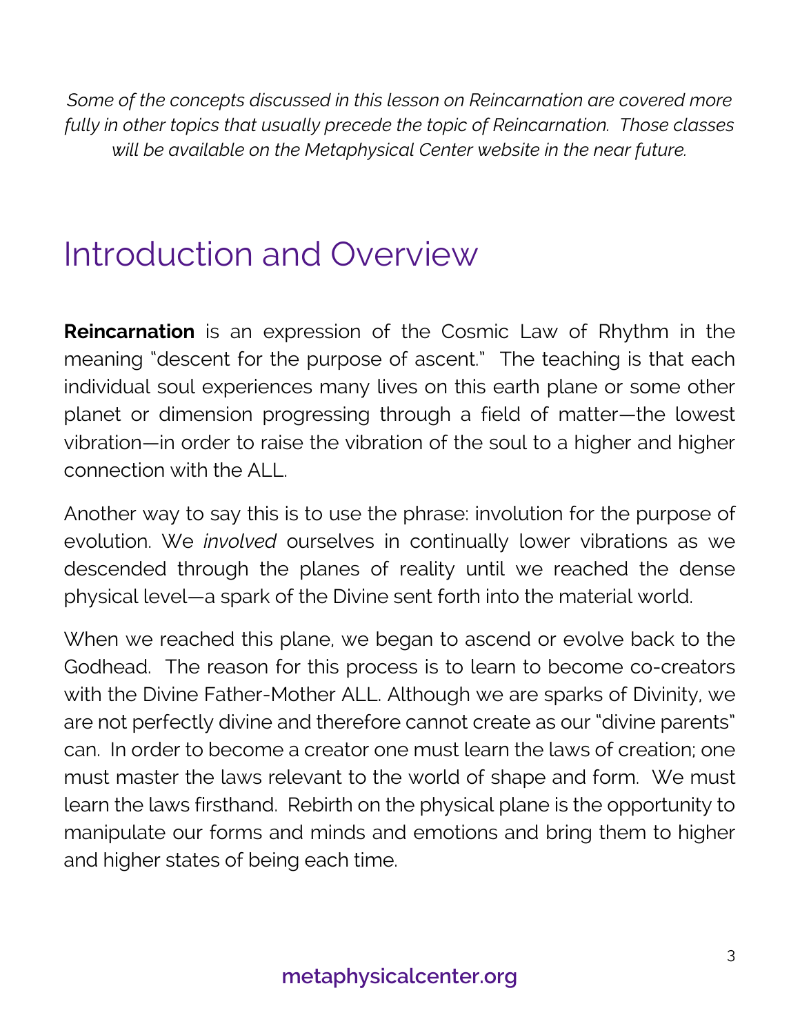*Some of the concepts discussed in this lesson on Reincarnation are covered more fully in other topics that usually precede the topic of Reincarnation. Those classes will be available on the Metaphysical Center website in the near future.*

# Introduction and Overview

**Reincarnation** is an expression of the Cosmic Law of Rhythm in the meaning "descent for the purpose of ascent." The teaching is that each individual soul experiences many lives on this earth plane or some other planet or dimension progressing through a field of matter—the lowest vibration—in order to raise the vibration of the soul to a higher and higher connection with the ALL.

Another way to say this is to use the phrase: involution for the purpose of evolution. We *involved* ourselves in continually lower vibrations as we descended through the planes of reality until we reached the dense physical level—a spark of the Divine sent forth into the material world.

When we reached this plane, we began to ascend or evolve back to the Godhead. The reason for this process is to learn to become co-creators with the Divine Father-Mother ALL. Although we are sparks of Divinity, we are not perfectly divine and therefore cannot create as our "divine parents" can. In order to become a creator one must learn the laws of creation; one must master the laws relevant to the world of shape and form. We must learn the laws firsthand. Rebirth on the physical plane is the opportunity to manipulate our forms and minds and emotions and bring them to higher and higher states of being each time.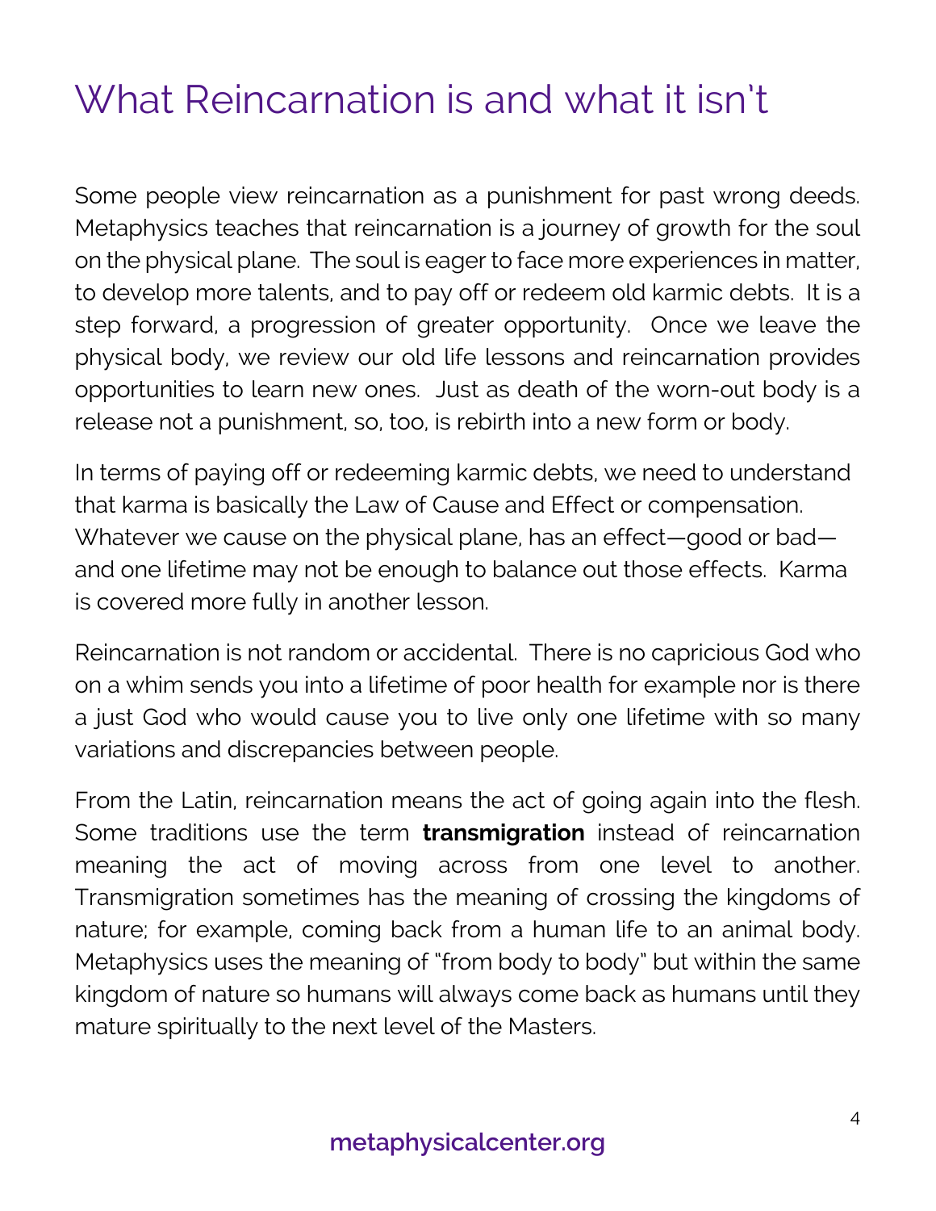# What Reincarnation is and what it isn't

Some people view reincarnation as a punishment for past wrong deeds. Metaphysics teaches that reincarnation is a journey of growth for the soul on the physical plane. The soul is eager to face more experiences in matter, to develop more talents, and to pay off or redeem old karmic debts. It is a step forward, a progression of greater opportunity. Once we leave the physical body, we review our old life lessons and reincarnation provides opportunities to learn new ones. Just as death of the worn-out body is a release not a punishment, so, too, is rebirth into a new form or body.

In terms of paying off or redeeming karmic debts, we need to understand that karma is basically the Law of Cause and Effect or compensation. Whatever we cause on the physical plane, has an effect—good or bad—and one lifetime may not be enough to balance out those effects. Karma is covered more fully in another lesson.

Reincarnation is not random or accidental. There is no capricious God who on a whim sends you into a lifetime of poor health for example nor is there a just God who would cause you to live only one lifetime with so many variations and discrepancies between people.

From the Latin, reincarnation means the act of going again into the flesh. Some traditions use the term **transmigration** instead of reincarnation meaning the act of moving across from one level to another. Transmigration sometimes has the meaning of crossing the kingdoms of nature; for example, coming back from a human life to an animal body. Metaphysics uses the meaning of "from body to body" but within the same kingdom of nature so humans will always come back as humans until they mature spiritually to the next level of the Masters.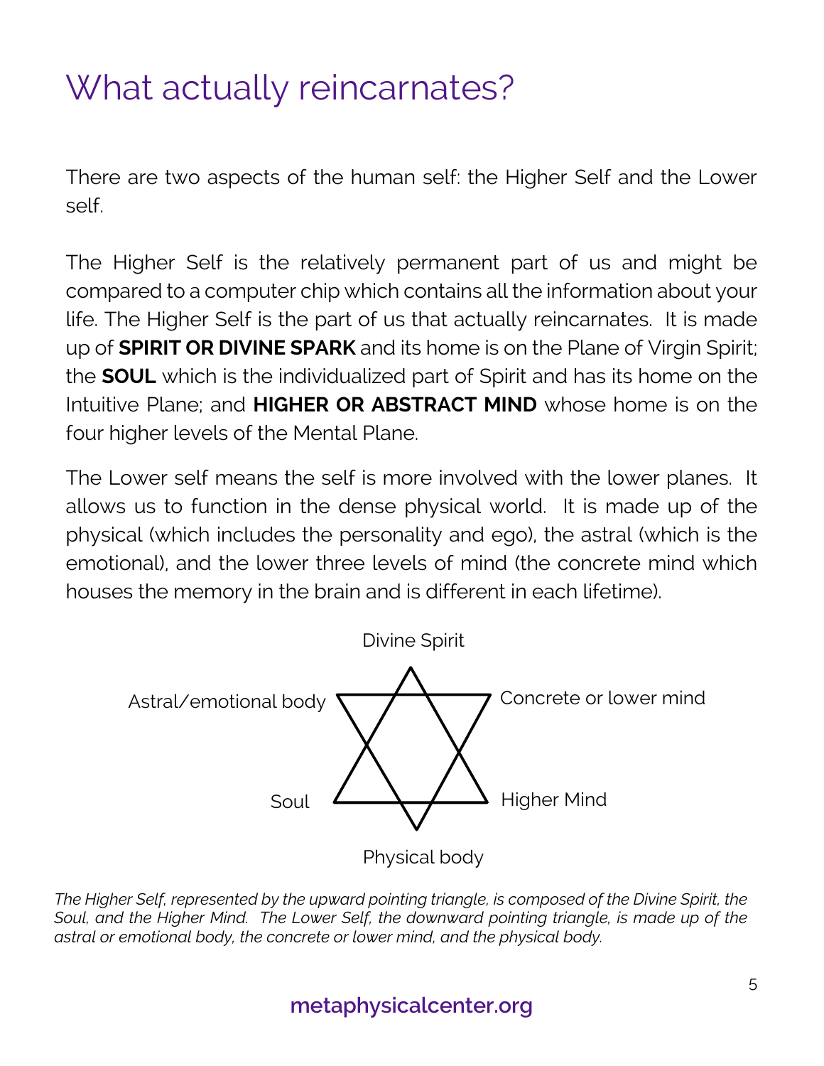# What actually reincarnates?

There are two aspects of the human self: the Higher Self and the Lower self.

The Higher Self is the relatively permanent part of us and might be compared to a computer chip which contains all the information about your life. The Higher Self is the part of us that actually reincarnates. It is made up of **SPIRIT OR DIVINE SPARK** and its home is on the Plane of Virgin Spirit; the **SOUL** which is the individualized part of Spirit and has its home on the Intuitive Plane; and **HIGHER OR ABSTRACT MIND** whose home is on the four higher levels of the Mental Plane.

The Lower self means the self is more involved with the lower planes. It allows us to function in the dense physical world. It is made up of the physical (which includes the personality and ego), the astral (which is the emotional), and the lower three levels of mind (the concrete mind which houses the memory in the brain and is different in each lifetime).

Divine Spirit

Astral/emotional body

Concrete or lower mind

Soul

Higher Mind

Physical body

*The Higher Self, represented by the upward pointing triangle, is composed of the Divine Spirit, the Soul, and the Higher Mind. The Lower Self, the downward pointing triangle, is made up of the astral or emotional body, the concrete or lower mind, and the physical body.*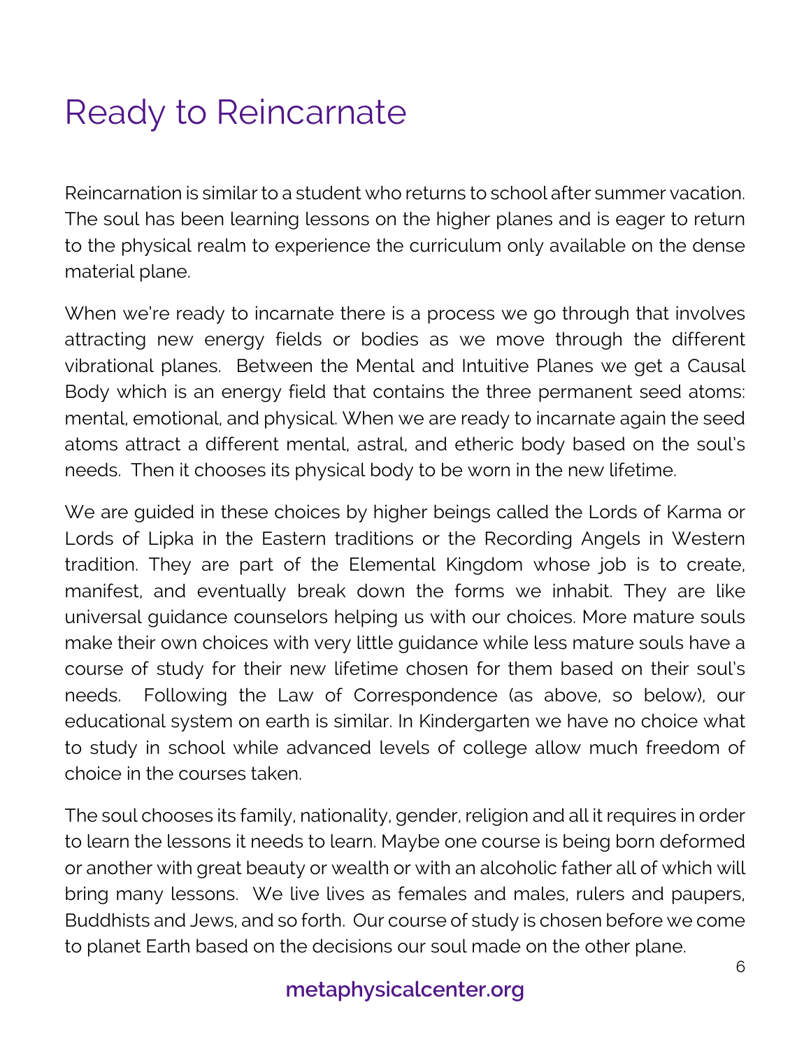# Ready to Reincarnate

Reincarnation is similar to a student who returns to school after summer vacation. The soul has been learning lessons on the higher planes and is eager to return to the physical realm to experience the curriculum only available on the dense material plane.

When we're ready to incarnate there is a process we go through that involves attracting new energy fields or bodies as we move through the different vibrational planes. Between the Mental and Intuitive Planes we get a Causal Body which is an energy field that contains the three permanent seed atoms: mental, emotional, and physical. When we are ready to incarnate again the seed atoms attract a different mental, astral, and etheric body based on the soul's needs. Then it chooses its physical body to be worn in the new lifetime.

We are guided in these choices by higher beings called the Lords of Karma or Lords of Lipka in the Eastern traditions or the Recording Angels in Western tradition. They are part of the Elemental Kingdom whose job is to create, manifest, and eventually break down the forms we inhabit. They are like universal guidance counselors helping us with our choices. More mature souls make their own choices with very little guidance while less mature souls have a course of study for their new lifetime chosen for them based on their soul's needs. Following the Law of Correspondence (as above, so below), our educational system on earth is similar. In Kindergarten we have no choice what to study in school while advanced levels of college allow much freedom of choice in the courses taken.

The soul chooses its family, nationality, gender, religion and all it requires in order to learn the lessons it needs to learn. Maybe one course is being born deformed or another with great beauty or wealth or with an alcoholic father all of which will bring many lessons. We live lives as females and males, rulers and paupers, Buddhists and Jews, and so forth. Our course of study is chosen before we come to planet Earth based on the decisions our soul made on the other plane.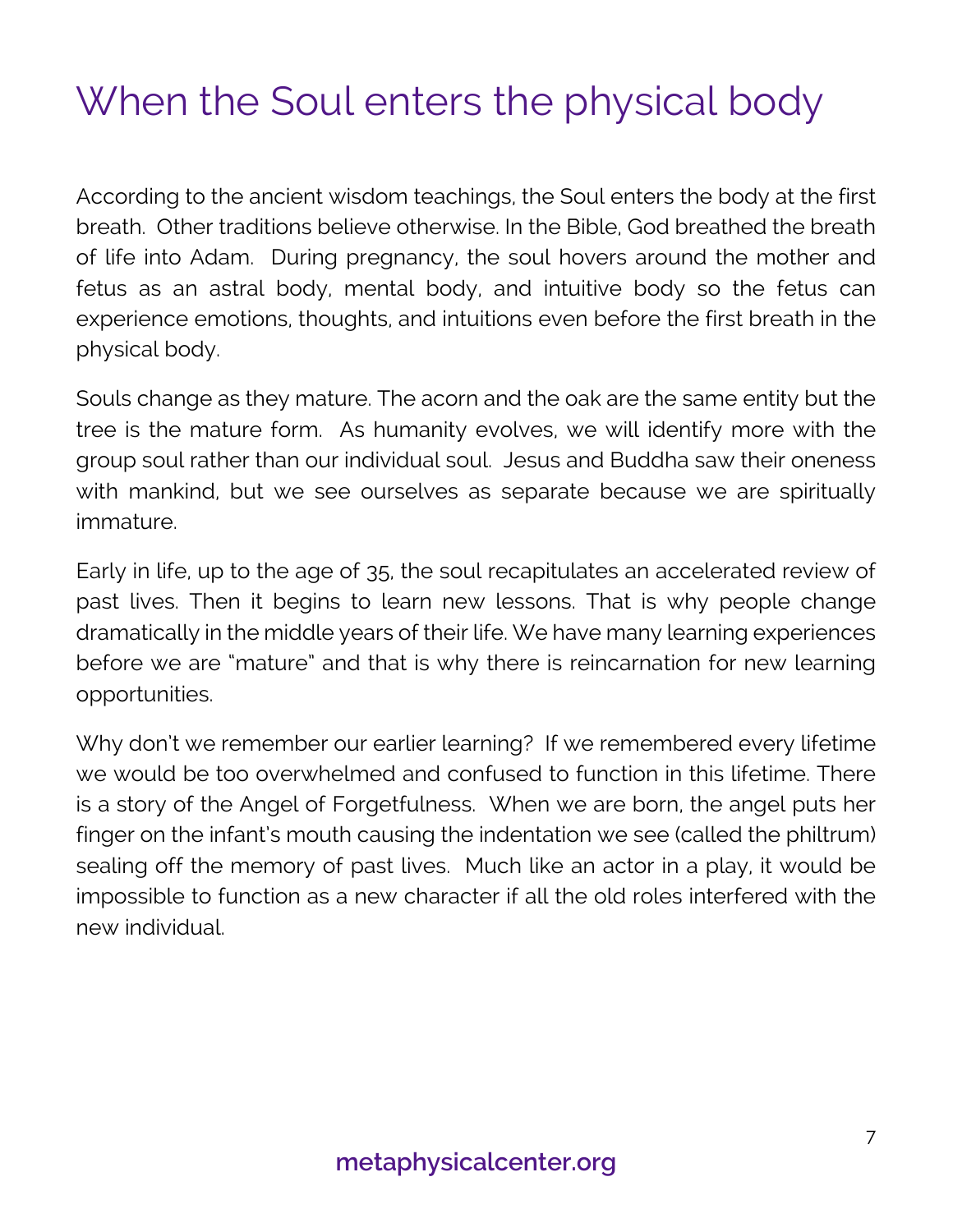# When the Soul enters the physical body

According to the ancient wisdom teachings, the Soul enters the body at the first breath. Other traditions believe otherwise. In the Bible, God breathed the breath of life into Adam. During pregnancy, the soul hovers around the mother and fetus as an astral body, mental body, and intuitive body so the fetus can experience emotions, thoughts, and intuitions even before the first breath in the physical body.

Souls change as they mature. The acorn and the oak are the same entity but the tree is the mature form. As humanity evolves, we will identify more with the group soul rather than our individual soul. Jesus and Buddha saw their oneness with mankind, but we see ourselves as separate because we are spiritually immature.

Early in life, up to the age of 35, the soul recapitulates an accelerated review of past lives. Then it begins to learn new lessons. That is why people change dramatically in the middle years of their life. We have many learning experiences before we are "mature" and that is why there is reincarnation for new learning opportunities.

Why don't we remember our earlier learning? If we remembered every lifetime we would be too overwhelmed and confused to function in this lifetime. There is a story of the Angel of Forgetfulness. When we are born, the angel puts her finger on the infant's mouth causing the indentation we see (called the philtrum) sealing off the memory of past lives. Much like an actor in a play, it would be impossible to function as a new character if all the old roles interfered with the new individual.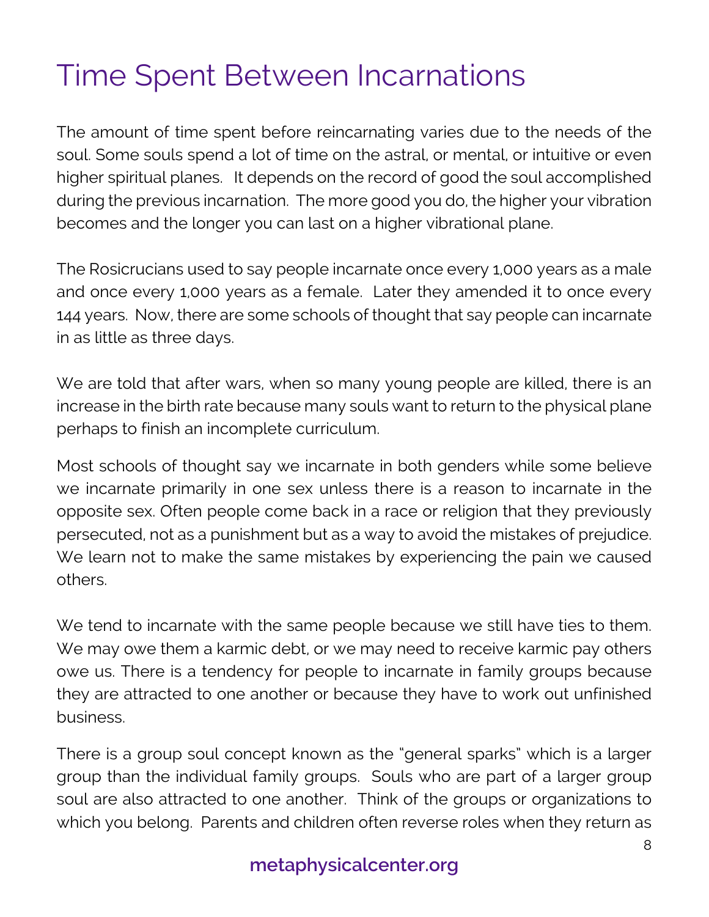# Time Spent Between Incarnations

The amount of time spent before reincarnating varies due to the needs of the soul. Some souls spend a lot of time on the astral, or mental, or intuitive or even higher spiritual planes. It depends on the record of good the soul accomplished during the previous incarnation. The more good you do, the higher your vibration becomes and the longer you can last on a higher vibrational plane.

The Rosicrucians used to say people incarnate once every 1,000 years as a male and once every 1,000 years as a female. Later they amended it to once every 144 years. Now, there are some schools of thought that say people can incarnate in as little as three days.

We are told that after wars, when so many young people are killed, there is an increase in the birth rate because many souls want to return to the physical plane perhaps to finish an incomplete curriculum.

Most schools of thought say we incarnate in both genders while some believe we incarnate primarily in one sex unless there is a reason to incarnate in the opposite sex. Often people come back in a race or religion that they previously persecuted, not as a punishment but as a way to avoid the mistakes of prejudice. We learn not to make the same mistakes by experiencing the pain we caused others.

We tend to incarnate with the same people because we still have ties to them. We may owe them a karmic debt, or we may need to receive karmic pay others owe us. There is a tendency for people to incarnate in family groups because they are attracted to one another or because they have to work out unfinished business.

There is a group soul concept known as the "general sparks" which is a larger group than the individual family groups. Souls who are part of a larger group soul are also attracted to one another. Think of the groups or organizations to which you belong. Parents and children often reverse roles when they return as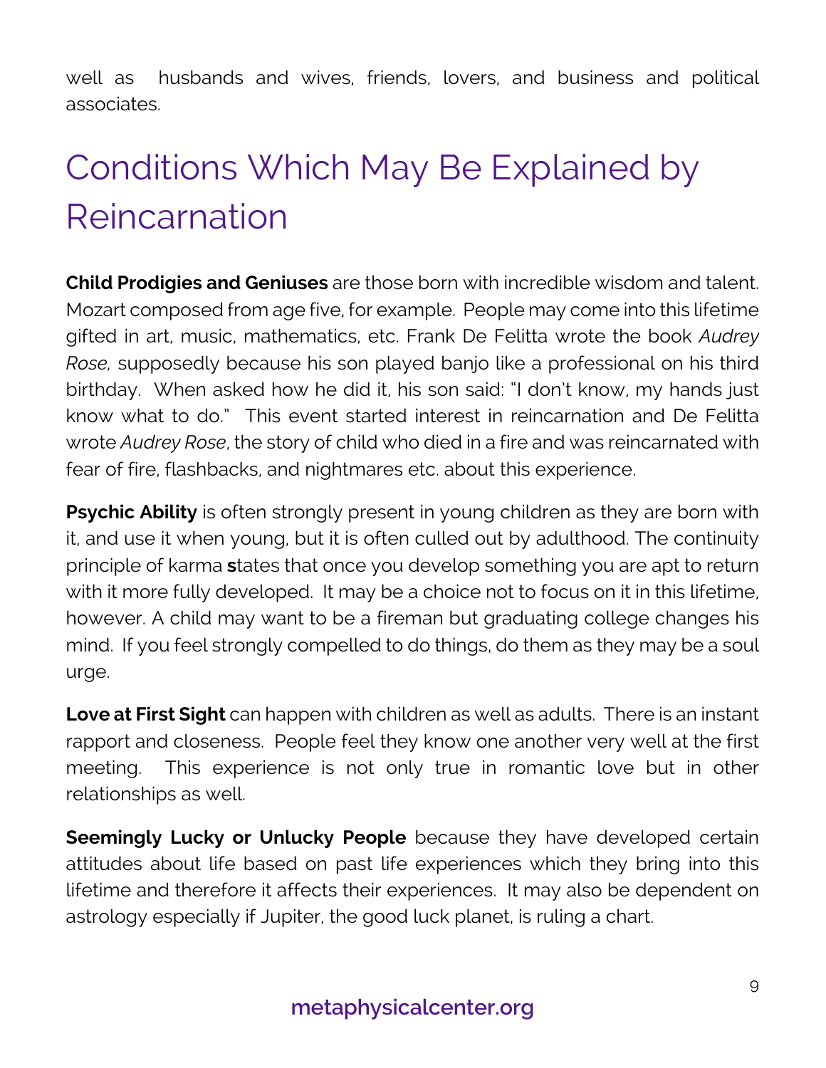well as husbands and wives, friends, lovers, and business and political associates.

## Conditions Which May Be Explained by Reincarnation

**Child Prodigies and Geniuses** are those born with incredible wisdom and talent. Mozart composed from age five, for example. People may come into this lifetime gifted in art, music, mathematics, etc. Frank De Felitta wrote the book *Audrey Rose,* supposedly because his son played banjo like a professional on his third birthday. When asked how he did it, his son said: "I don't know, my hands just know what to do." This event started interest in reincarnation and De Felitta wrote *Audrey Rose*, the story of child who died in a fire and was reincarnated with fear of fire, flashbacks, and nightmares etc. about this experience.

**Psychic Ability** is often strongly present in young children as they are born with it, and use it when young, but it is often culled out by adulthood. The continuity principle of karma **s**tates that once you develop something you are apt to return with it more fully developed. It may be a choice not to focus on it in this lifetime, however. A child may want to be a fireman but graduating college changes his mind. If you feel strongly compelled to do things, do them as they may be a soul urge.

**Love at First Sight** can happen with children as well as adults. There is an instant rapport and closeness. People feel they know one another very well at the first meeting. This experience is not only true in romantic love but in other relationships as well.

**Seemingly Lucky or Unlucky People** because they have developed certain attitudes about life based on past life experiences which they bring into this lifetime and therefore it affects their experiences. It may also be dependent on astrology especially if Jupiter, the good luck planet, is ruling a chart.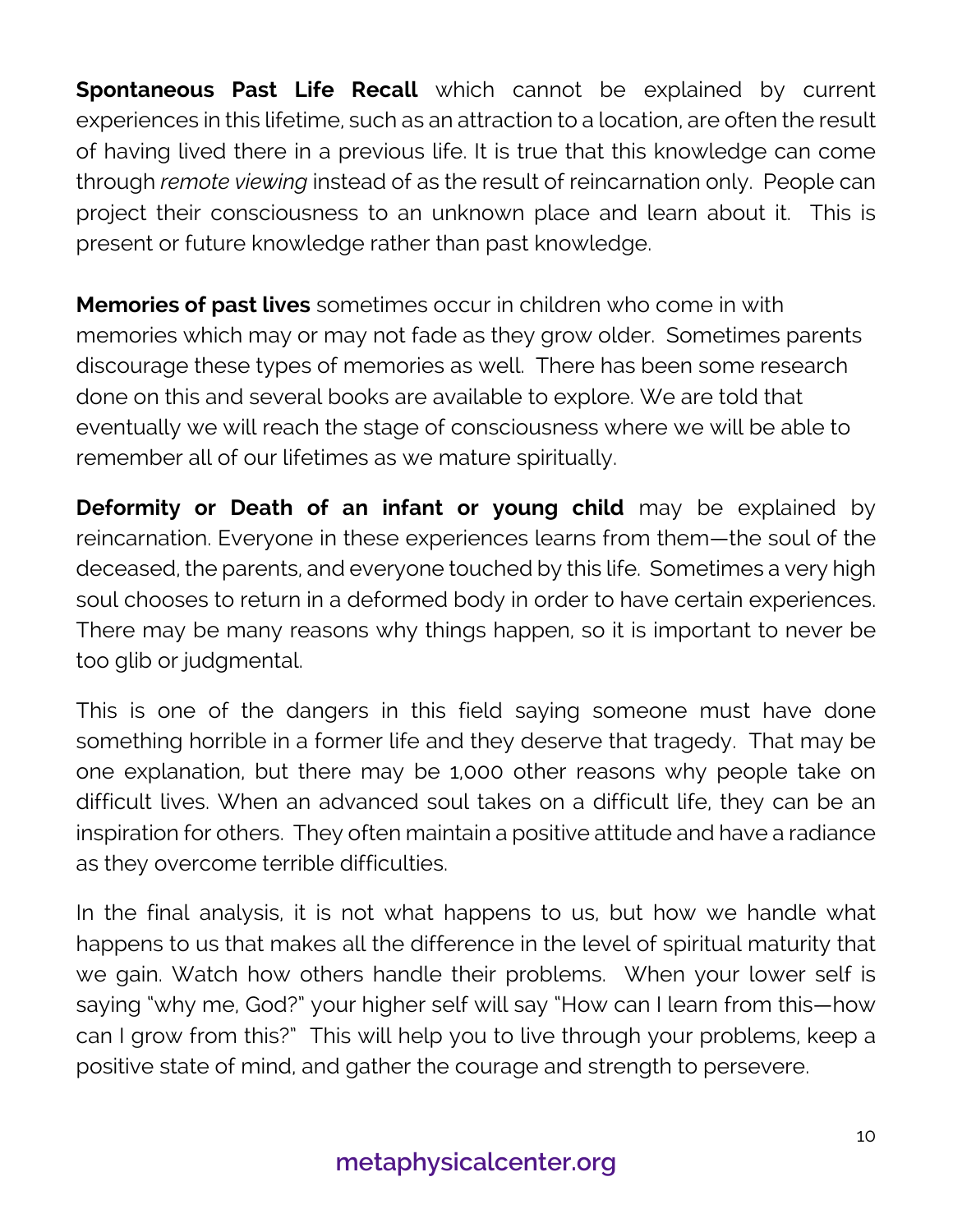**Spontaneous Past Life Recall** which cannot be explained by current experiences in this lifetime, such as an attraction to a location, are often the result of having lived there in a previous life. It is true that this knowledge can come through *remote viewing* instead of as the result of reincarnation only. People can project their consciousness to an unknown place and learn about it. This is present or future knowledge rather than past knowledge.

**Memories of past lives** sometimes occur in children who come in with memories which may or may not fade as they grow older. Sometimes parents discourage these types of memories as well. There has been some research done on this and several books are available to explore. We are told that eventually we will reach the stage of consciousness where we will be able to remember all of our lifetimes as we mature spiritually.

**Deformity or Death of an infant or young child** may be explained by reincarnation. Everyone in these experiences learns from them—the soul of the deceased, the parents, and everyone touched by this life. Sometimes a very high soul chooses to return in a deformed body in order to have certain experiences. There may be many reasons why things happen, so it is important to never be too glib or judgmental.

This is one of the dangers in this field saying someone must have done something horrible in a former life and they deserve that tragedy. That may be one explanation, but there may be 1,000 other reasons why people take on difficult lives. When an advanced soul takes on a difficult life, they can be an inspiration for others. They often maintain a positive attitude and have a radiance as they overcome terrible difficulties.

In the final analysis, it is not what happens to us, but how we handle what happens to us that makes all the difference in the level of spiritual maturity that we gain. Watch how others handle their problems. When your lower self is saying "why me, God?" your higher self will say "How can I learn from this—how can I grow from this?" This will help you to live through your problems, keep a positive state of mind, and gather the courage and strength to persevere.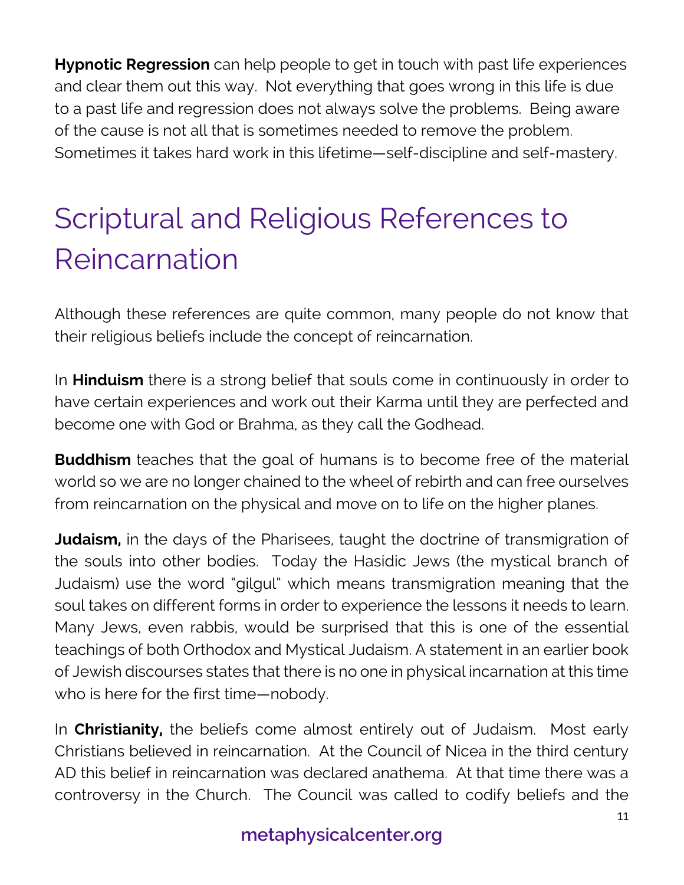**Hypnotic Regression** can help people to get in touch with past life experiences and clear them out this way. Not everything that goes wrong in this life is due to a past life and regression does not always solve the problems. Being aware of the cause is not all that is sometimes needed to remove the problem. Sometimes it takes hard work in this lifetime—self-discipline and self-mastery.

## Scriptural and Religious References to Reincarnation

Although these references are quite common, many people do not know that their religious beliefs include the concept of reincarnation.

In **Hinduism** there is a strong belief that souls come in continuously in order to have certain experiences and work out their Karma until they are perfected and become one with God or Brahma, as they call the Godhead.

**Buddhism** teaches that the goal of humans is to become free of the material world so we are no longer chained to the wheel of rebirth and can free ourselves from reincarnation on the physical and move on to life on the higher planes.

**Judaism,** in the days of the Pharisees, taught the doctrine of transmigration of the souls into other bodies. Today the Hasidic Jews (the mystical branch of Judaism) use the word "gilgul" which means transmigration meaning that the soul takes on different forms in order to experience the lessons it needs to learn. Many Jews, even rabbis, would be surprised that this is one of the essential teachings of both Orthodox and Mystical Judaism. A statement in an earlier book of Jewish discourses states that there is no one in physical incarnation at this time who is here for the first time—nobody.

In **Christianity,** the beliefs come almost entirely out of Judaism. Most early Christians believed in reincarnation. At the Council of Nicea in the third century AD this belief in reincarnation was declared anathema. At that time there was a controversy in the Church. The Council was called to codify beliefs and the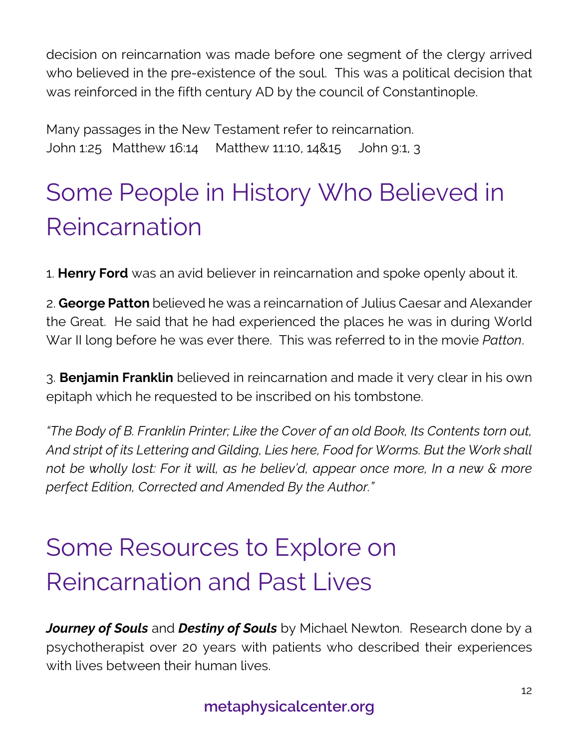decision on reincarnation was made before one segment of the clergy arrived who believed in the pre-existence of the soul. This was a political decision that was reinforced in the fifth century AD by the council of Constantinople.

Many passages in the New Testament refer to reincarnation.
John 1:25 Matthew 16:14 Matthew 11:10, 14&15 John 9:1, 3

## Some People in History Who Believed in Reincarnation

1. **Henry Ford** was an avid believer in reincarnation and spoke openly about it.

2. **George Patton** believed he was a reincarnation of Julius Caesar and Alexander the Great. He said that he had experienced the places he was in during World War II long before he was ever there. This was referred to in the movie *Patton*.

3. **Benjamin Franklin** believed in reincarnation and made it very clear in his own epitaph which he requested to be inscribed on his tombstone.

*"The Body of B. Franklin Printer; Like the Cover of an old Book, Its Contents torn out, And stript of its Lettering and Gilding, Lies here, Food for Worms. But the Work shall not be wholly lost: For it will, as he believ'd, appear once more, In a new & more perfect Edition, Corrected and Amended By the Author."*

## Some Resources to Explore on Reincarnation and Past Lives

***Journey of Souls*** and ***Destiny of Souls*** by Michael Newton. Research done by a psychotherapist over 20 years with patients who described their experiences with lives between their human lives.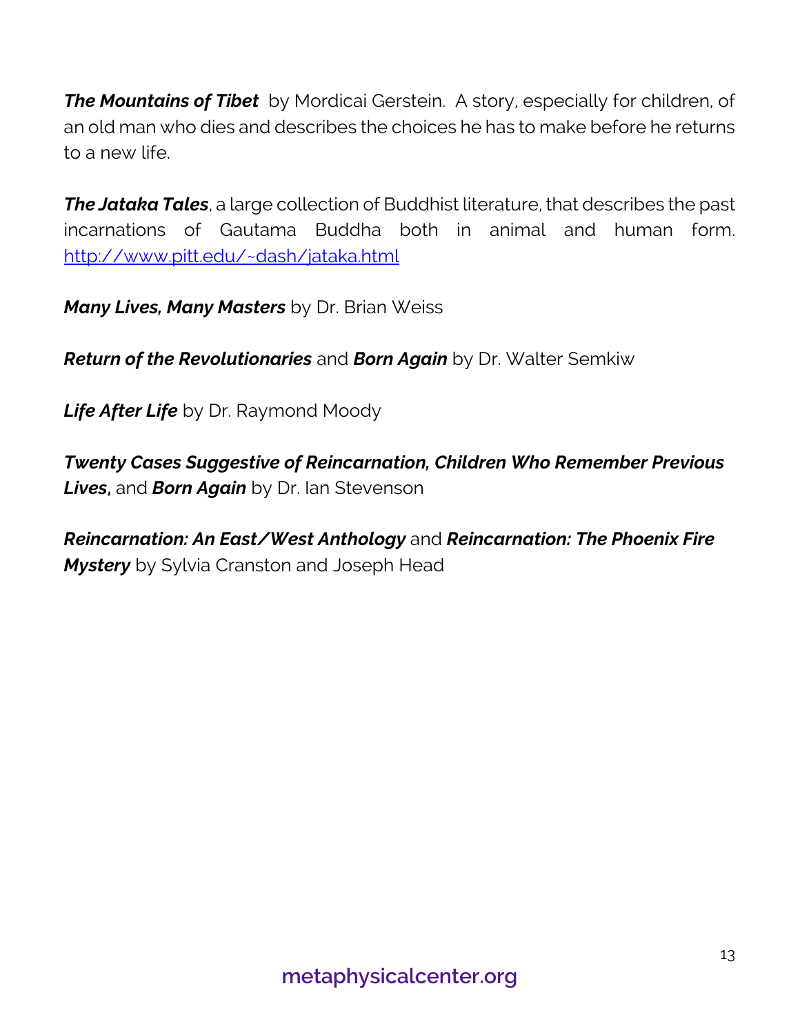***The Mountains of Tibet*** by Mordicai Gerstein. A story, especially for children, of an old man who dies and describes the choices he has to make before he returns to a new life.

***The Jataka Tales***, a large collection of Buddhist literature, that describes the past incarnations of Gautama Buddha both in animal and human form. http://www.pitt.edu/~dash/jataka.html

***Many Lives, Many Masters*** by Dr. Brian Weiss

***Return of the Revolutionaries*** and ***Born Again*** by Dr. Walter Semkiw

***Life After Life*** by Dr. Raymond Moody

***Twenty Cases Suggestive of Reincarnation, Children Who Remember Previous Lives,*** and ***Born Again*** by Dr. Ian Stevenson

***Reincarnation: An East/West Anthology*** and ***Reincarnation: The Phoenix Fire Mystery*** by Sylvia Cranston and Joseph Head